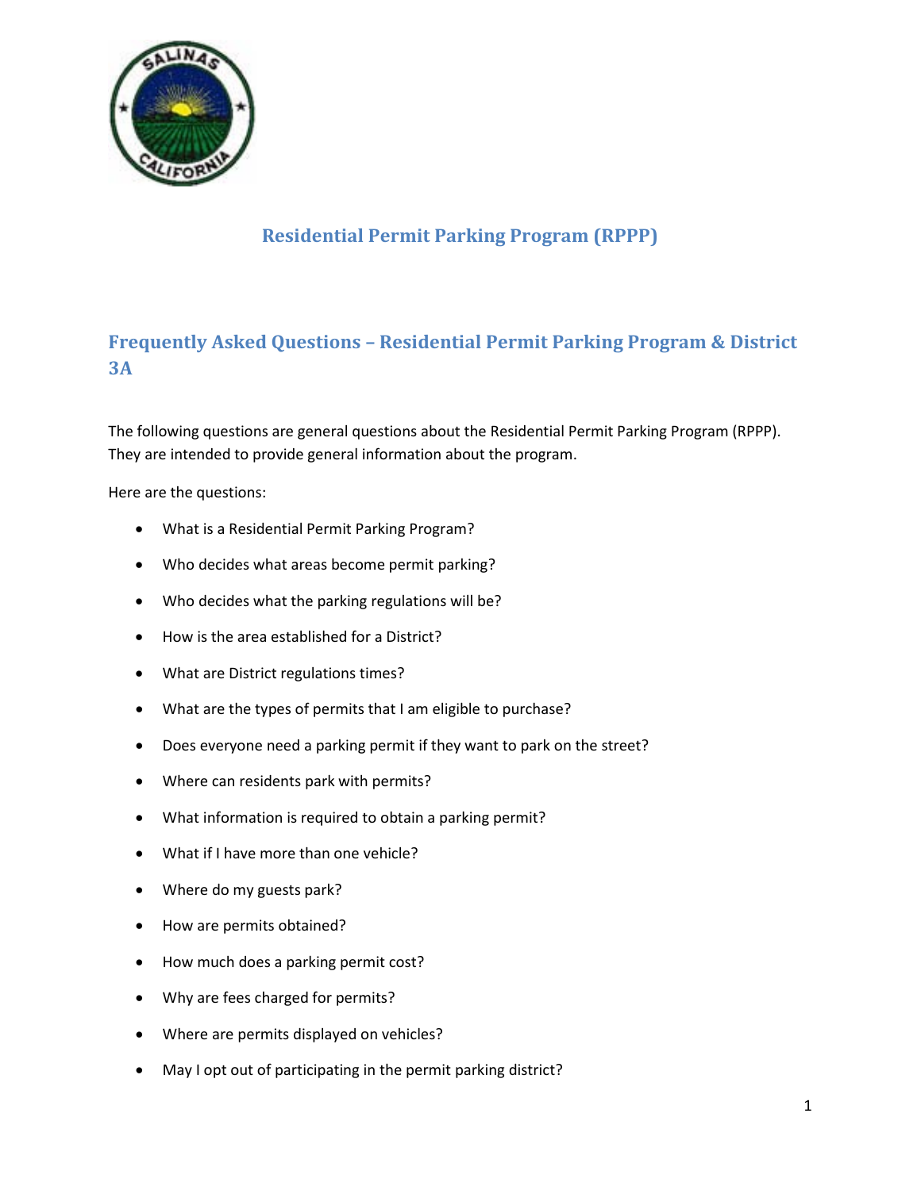# Residential Permit Parking Program (RPPP)

## Frequently Asked Questions – Residential Permit Parking Program & District 3A

The following questions are general questions about the Residential Permit Parking Program (RPPP). They are intended to provide general information about the program.

Here are the questions:

- What is a Residential Permit Parking Program?
- Who decides what areas become permit parking?
- Who decides what the parking regulations will be?
- How is the area established for a District?
- What are District regulations times?
- What are the types of permits that I am eligible to purchase?
- Does everyone need a parking permit if they want to park on the street?
- Where can residents park with permits?
- What information is required to obtain a parking permit?
- What if I have more than one vehicle?
- Where do my guests park?
- How are permits obtained?
- How much does a parking permit cost?
- Why are fees charged for permits?
- Where are permits displayed on vehicles?
- May I opt out of participating in the permit parking district?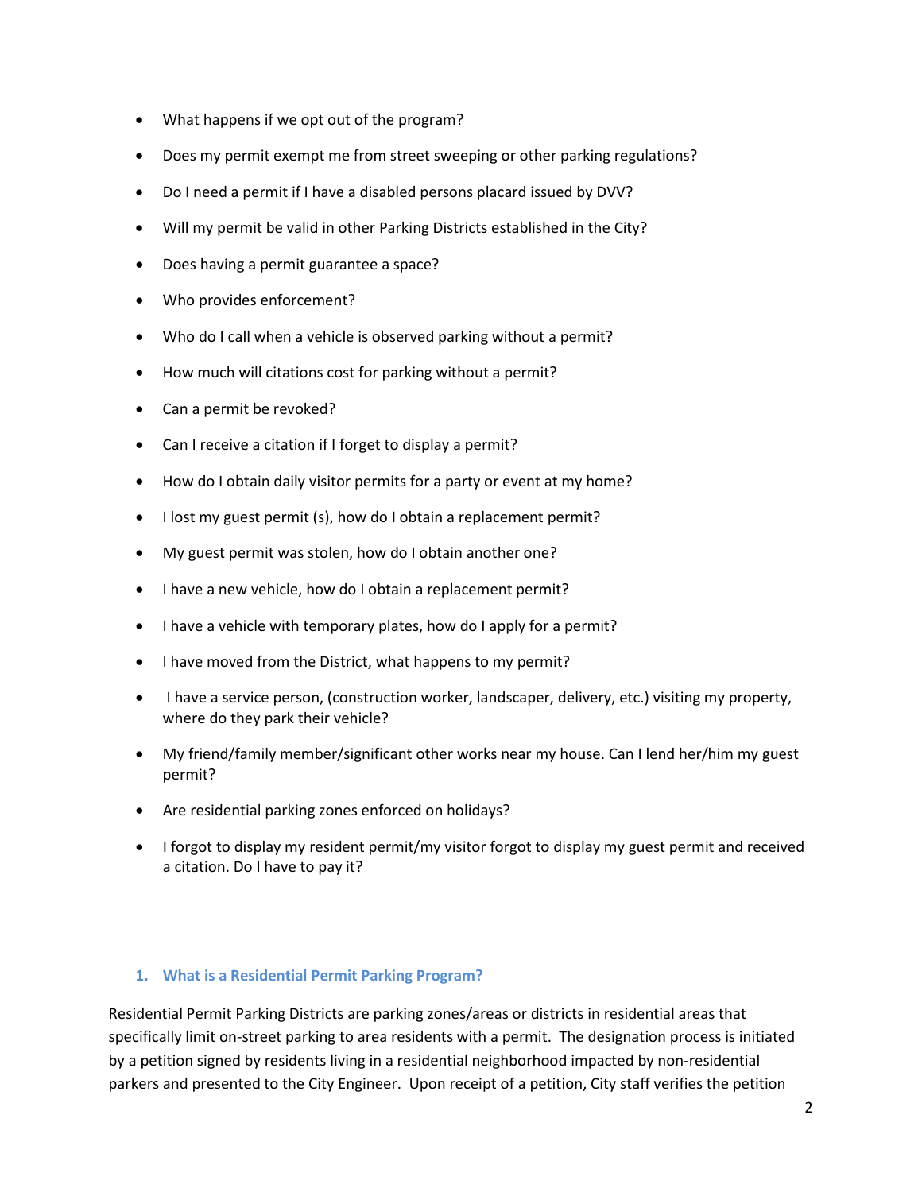- What happens if we opt out of the program?
- Does my permit exempt me from street sweeping or other parking regulations?
- Do I need a permit if I have a disabled persons placard issued by DVV?
- Will my permit be valid in other Parking Districts established in the City?
- Does having a permit guarantee a space?
- Who provides enforcement?
- Who do I call when a vehicle is observed parking without a permit?
- How much will citations cost for parking without a permit?
- Can a permit be revoked?
- Can I receive a citation if I forget to display a permit?
- How do I obtain daily visitor permits for a party or event at my home?
- I lost my guest permit (s), how do I obtain a replacement permit?
- My guest permit was stolen, how do I obtain another one?
- I have a new vehicle, how do I obtain a replacement permit?
- I have a vehicle with temporary plates, how do I apply for a permit?
- I have moved from the District, what happens to my permit?
- I have a service person, (construction worker, landscaper, delivery, etc.) visiting my property, where do they park their vehicle?
- My friend/family member/significant other works near my house. Can I lend her/him my guest permit?
- Are residential parking zones enforced on holidays?
- I forgot to display my resident permit/my visitor forgot to display my guest permit and received a citation. Do I have to pay it?

### 1. What is a Residential Permit Parking Program?

Residential Permit Parking Districts are parking zones/areas or districts in residential areas that specifically limit on-street parking to area residents with a permit. The designation process is initiated by a petition signed by residents living in a residential neighborhood impacted by non-residential parkers and presented to the City Engineer. Upon receipt of a petition, City staff verifies the petition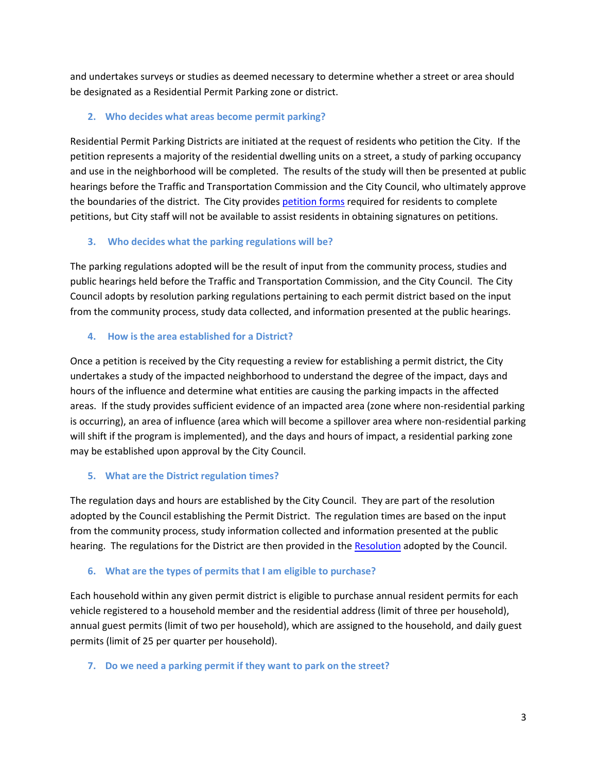and undertakes surveys or studies as deemed necessary to determine whether a street or area should be designated as a Residential Permit Parking zone or district.

### 2. Who decides what areas become permit parking?

Residential Permit Parking Districts are initiated at the request of residents who petition the City. If the petition represents a majority of the residential dwelling units on a street, a study of parking occupancy and use in the neighborhood will be completed. The results of the study will then be presented at public hearings before the Traffic and Transportation Commission and the City Council, who ultimately approve the boundaries of the district. The City provides petition forms required for residents to complete petitions, but City staff will not be available to assist residents in obtaining signatures on petitions.

### 3. Who decides what the parking regulations will be?

The parking regulations adopted will be the result of input from the community process, studies and public hearings held before the Traffic and Transportation Commission, and the City Council. The City Council adopts by resolution parking regulations pertaining to each permit district based on the input from the community process, study data collected, and information presented at the public hearings.

### 4. How is the area established for a District?

Once a petition is received by the City requesting a review for establishing a permit district, the City undertakes a study of the impacted neighborhood to understand the degree of the impact, days and hours of the influence and determine what entities are causing the parking impacts in the affected areas. If the study provides sufficient evidence of an impacted area (zone where non-residential parking is occurring), an area of influence (area which will become a spillover area where non-residential parking will shift if the program is implemented), and the days and hours of impact, a residential parking zone may be established upon approval by the City Council.

### 5. What are the District regulation times?

The regulation days and hours are established by the City Council. They are part of the resolution adopted by the Council establishing the Permit District. The regulation times are based on the input from the community process, study information collected and information presented at the public hearing. The regulations for the District are then provided in the Resolution adopted by the Council.

### 6. What are the types of permits that I am eligible to purchase?

Each household within any given permit district is eligible to purchase annual resident permits for each vehicle registered to a household member and the residential address (limit of three per household), annual guest permits (limit of two per household), which are assigned to the household, and daily guest permits (limit of 25 per quarter per household).

### 7. Do we need a parking permit if they want to park on the street?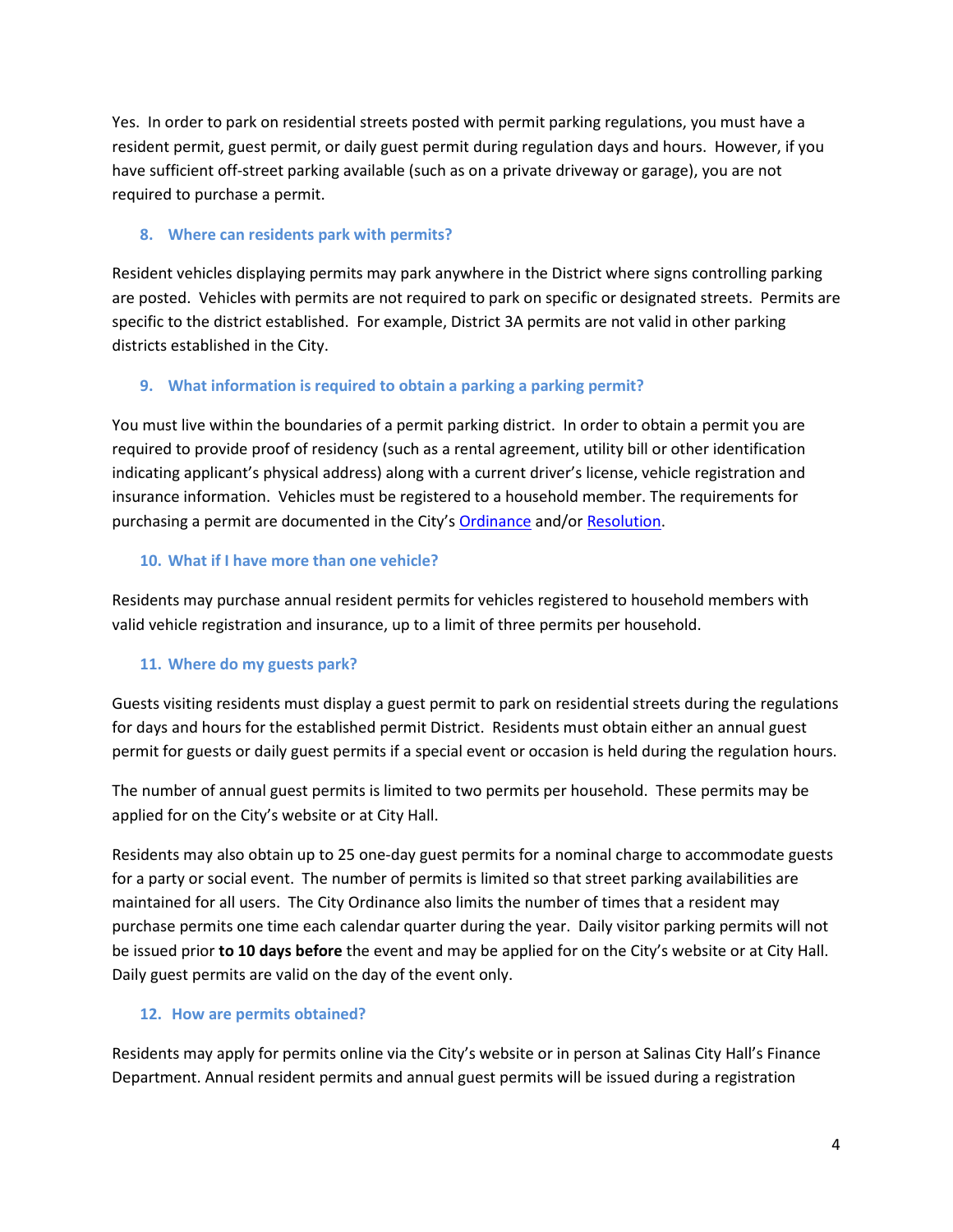Yes. In order to park on residential streets posted with permit parking regulations, you must have a resident permit, guest permit, or daily guest permit during regulation days and hours. However, if you have sufficient off-street parking available (such as on a private driveway or garage), you are not required to purchase a permit.

### 8. Where can residents park with permits?

Resident vehicles displaying permits may park anywhere in the District where signs controlling parking are posted. Vehicles with permits are not required to park on specific or designated streets. Permits are specific to the district established. For example, District 3A permits are not valid in other parking districts established in the City.

### 9. What information is required to obtain a parking a parking permit?

You must live within the boundaries of a permit parking district. In order to obtain a permit you are required to provide proof of residency (such as a rental agreement, utility bill or other identification indicating applicant's physical address) along with a current driver's license, vehicle registration and insurance information. Vehicles must be registered to a household member. The requirements for purchasing a permit are documented in the City's Ordinance and/or Resolution.

### 10. What if I have more than one vehicle?

Residents may purchase annual resident permits for vehicles registered to household members with valid vehicle registration and insurance, up to a limit of three permits per household.

### 11. Where do my guests park?

Guests visiting residents must display a guest permit to park on residential streets during the regulations for days and hours for the established permit District. Residents must obtain either an annual guest permit for guests or daily guest permits if a special event or occasion is held during the regulation hours.

The number of annual guest permits is limited to two permits per household. These permits may be applied for on the City's website or at City Hall.

Residents may also obtain up to 25 one-day guest permits for a nominal charge to accommodate guests for a party or social event. The number of permits is limited so that street parking availabilities are maintained for all users. The City Ordinance also limits the number of times that a resident may purchase permits one time each calendar quarter during the year. Daily visitor parking permits will not be issued prior **to 10 days before** the event and may be applied for on the City's website or at City Hall. Daily guest permits are valid on the day of the event only.

### 12. How are permits obtained?

Residents may apply for permits online via the City's website or in person at Salinas City Hall's Finance Department. Annual resident permits and annual guest permits will be issued during a registration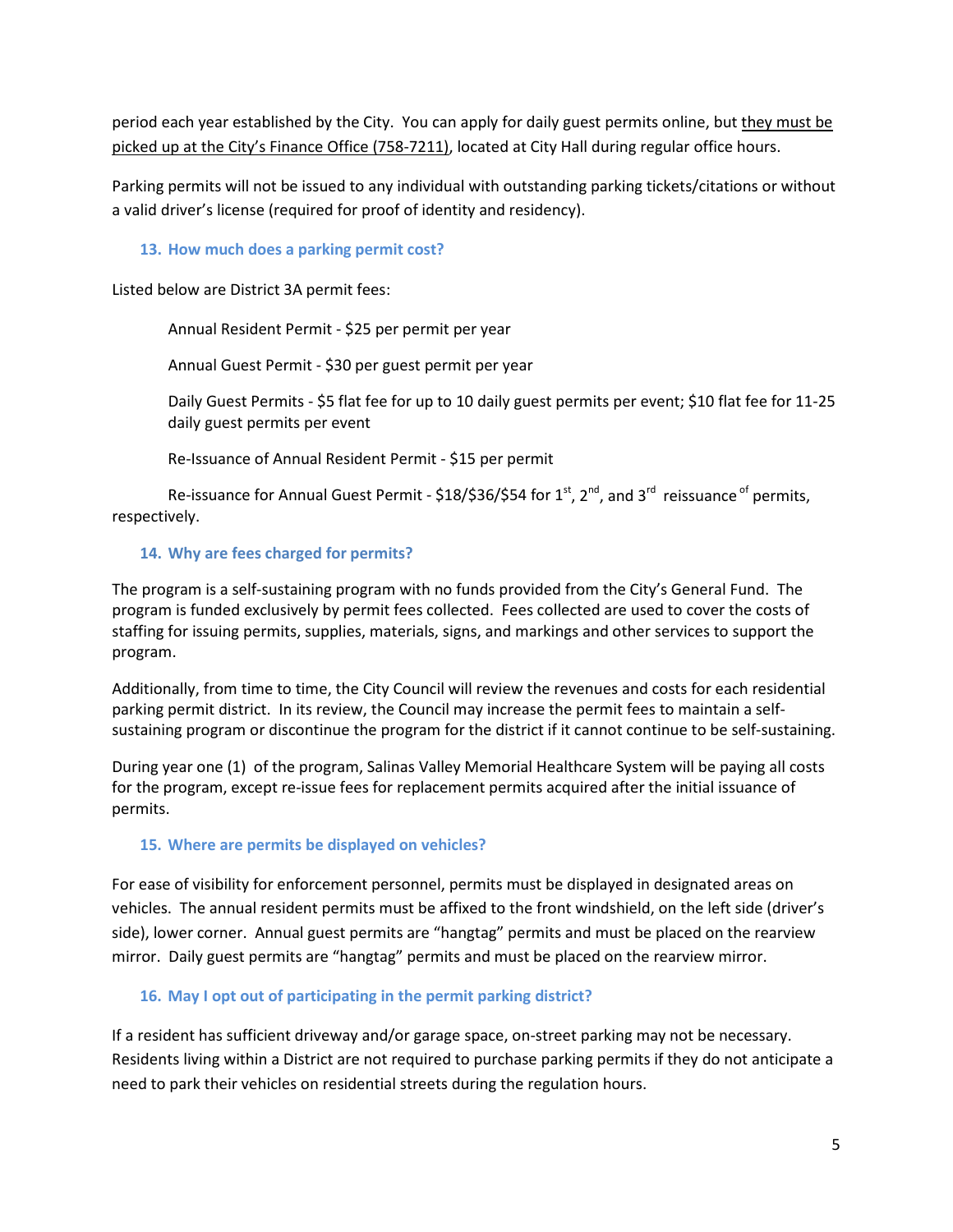period each year established by the City. You can apply for daily guest permits online, but they must be picked up at the City's Finance Office (758-7211), located at City Hall during regular office hours.

Parking permits will not be issued to any individual with outstanding parking tickets/citations or without a valid driver's license (required for proof of identity and residency).

### 13. How much does a parking permit cost?

Listed below are District 3A permit fees:

Annual Resident Permit - $25 per permit per year

Annual Guest Permit - $30 per guest permit per year

Daily Guest Permits - $5 flat fee for up to 10 daily guest permits per event; $10 flat fee for 11-25 daily guest permits per event

Re-Issuance of Annual Resident Permit - $15 per permit

Re-issuance for Annual Guest Permit - $18/$36/$54 for 1st, 2nd, and 3rd reissuance of permits, respectively.

### 14. Why are fees charged for permits?

The program is a self-sustaining program with no funds provided from the City's General Fund. The program is funded exclusively by permit fees collected. Fees collected are used to cover the costs of staffing for issuing permits, supplies, materials, signs, and markings and other services to support the program.

Additionally, from time to time, the City Council will review the revenues and costs for each residential parking permit district. In its review, the Council may increase the permit fees to maintain a self-sustaining program or discontinue the program for the district if it cannot continue to be self-sustaining.

During year one (1) of the program, Salinas Valley Memorial Healthcare System will be paying all costs for the program, except re-issue fees for replacement permits acquired after the initial issuance of permits.

### 15. Where are permits be displayed on vehicles?

For ease of visibility for enforcement personnel, permits must be displayed in designated areas on vehicles. The annual resident permits must be affixed to the front windshield, on the left side (driver's side), lower corner. Annual guest permits are "hangtag" permits and must be placed on the rearview mirror. Daily guest permits are "hangtag" permits and must be placed on the rearview mirror.

### 16. May I opt out of participating in the permit parking district?

If a resident has sufficient driveway and/or garage space, on-street parking may not be necessary. Residents living within a District are not required to purchase parking permits if they do not anticipate a need to park their vehicles on residential streets during the regulation hours.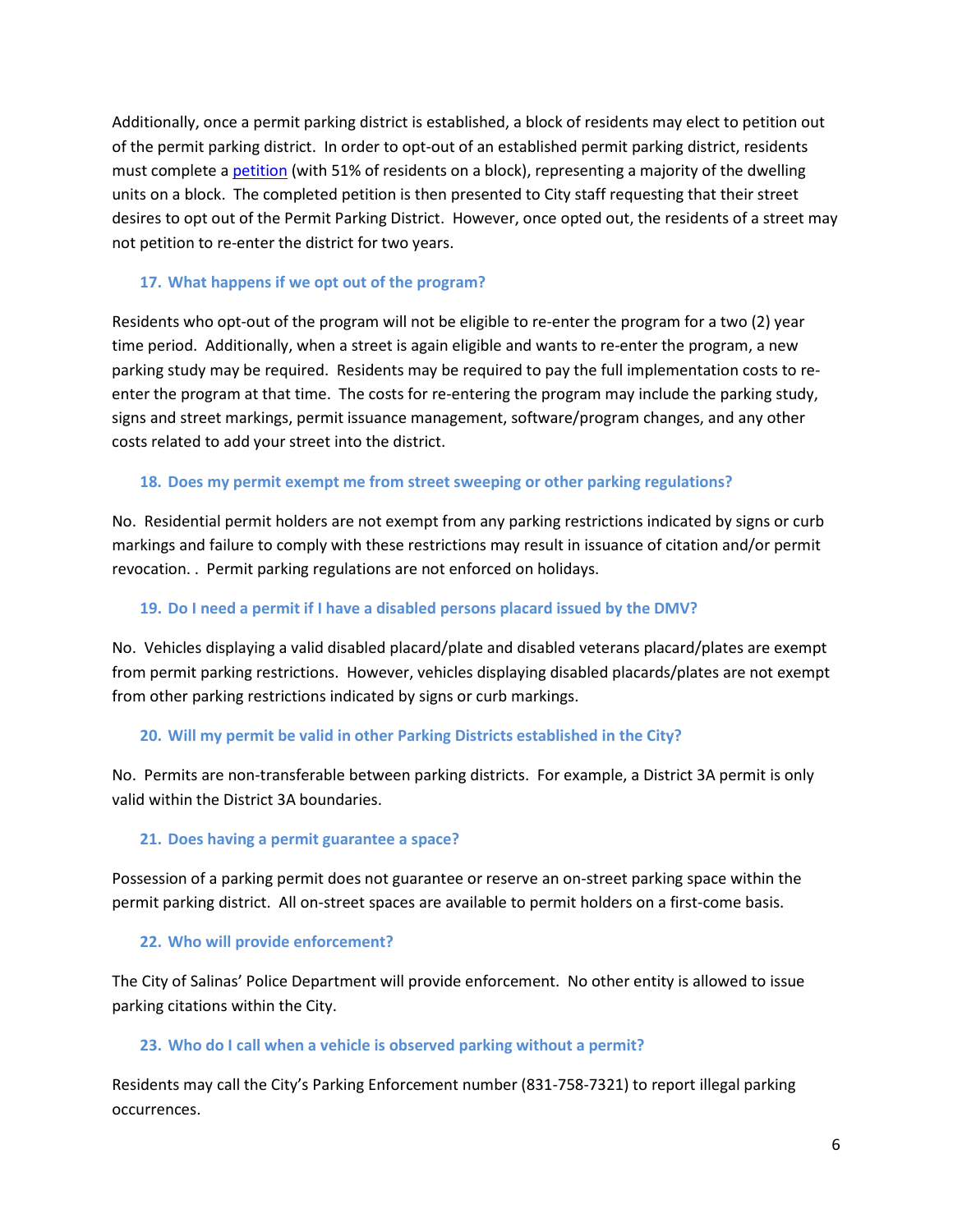Additionally, once a permit parking district is established, a block of residents may elect to petition out of the permit parking district. In order to opt-out of an established permit parking district, residents must complete a petition (with 51% of residents on a block), representing a majority of the dwelling units on a block. The completed petition is then presented to City staff requesting that their street desires to opt out of the Permit Parking District. However, once opted out, the residents of a street may not petition to re-enter the district for two years.

### 17. What happens if we opt out of the program?

Residents who opt-out of the program will not be eligible to re-enter the program for a two (2) year time period. Additionally, when a street is again eligible and wants to re-enter the program, a new parking study may be required. Residents may be required to pay the full implementation costs to re-enter the program at that time. The costs for re-entering the program may include the parking study, signs and street markings, permit issuance management, software/program changes, and any other costs related to add your street into the district.

### 18. Does my permit exempt me from street sweeping or other parking regulations?

No. Residential permit holders are not exempt from any parking restrictions indicated by signs or curb markings and failure to comply with these restrictions may result in issuance of citation and/or permit revocation. . Permit parking regulations are not enforced on holidays.

### 19. Do I need a permit if I have a disabled persons placard issued by the DMV?

No. Vehicles displaying a valid disabled placard/plate and disabled veterans placard/plates are exempt from permit parking restrictions. However, vehicles displaying disabled placards/plates are not exempt from other parking restrictions indicated by signs or curb markings.

### 20. Will my permit be valid in other Parking Districts established in the City?

No. Permits are non-transferable between parking districts. For example, a District 3A permit is only valid within the District 3A boundaries.

### 21. Does having a permit guarantee a space?

Possession of a parking permit does not guarantee or reserve an on-street parking space within the permit parking district. All on-street spaces are available to permit holders on a first-come basis.

### 22. Who will provide enforcement?

The City of Salinas' Police Department will provide enforcement. No other entity is allowed to issue parking citations within the City.

### 23. Who do I call when a vehicle is observed parking without a permit?

Residents may call the City's Parking Enforcement number (831-758-7321) to report illegal parking occurrences.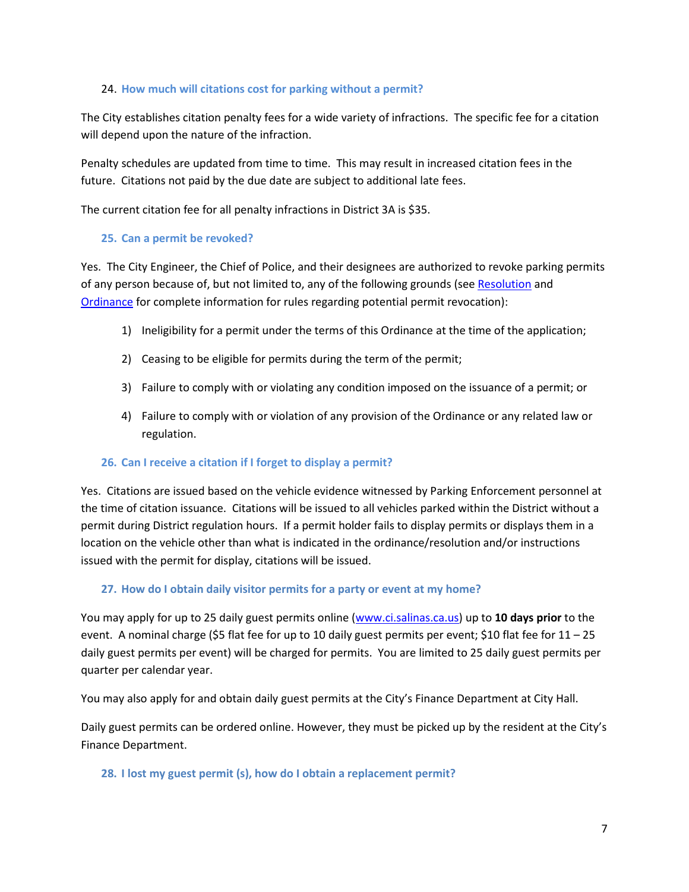24. **How much will citations cost for parking without a permit?**

The City establishes citation penalty fees for a wide variety of infractions. The specific fee for a citation will depend upon the nature of the infraction.

Penalty schedules are updated from time to time. This may result in increased citation fees in the future. Citations not paid by the due date are subject to additional late fees.

The current citation fee for all penalty infractions in District 3A is $35.

25. **Can a permit be revoked?**

Yes. The City Engineer, the Chief of Police, and their designees are authorized to revoke parking permits of any person because of, but not limited to, any of the following grounds (see Resolution and Ordinance for complete information for rules regarding potential permit revocation):

1) Ineligibility for a permit under the terms of this Ordinance at the time of the application;
2) Ceasing to be eligible for permits during the term of the permit;
3) Failure to comply with or violating any condition imposed on the issuance of a permit; or
4) Failure to comply with or violation of any provision of the Ordinance or any related law or regulation.

26. **Can I receive a citation if I forget to display a permit?**

Yes. Citations are issued based on the vehicle evidence witnessed by Parking Enforcement personnel at the time of citation issuance. Citations will be issued to all vehicles parked within the District without a permit during District regulation hours. If a permit holder fails to display permits or displays them in a location on the vehicle other than what is indicated in the ordinance/resolution and/or instructions issued with the permit for display, citations will be issued.

27. **How do I obtain daily visitor permits for a party or event at my home?**

You may apply for up to 25 daily guest permits online (www.ci.salinas.ca.us) up to **10 days prior** to the event. A nominal charge ($5 flat fee for up to 10 daily guest permits per event; $10 flat fee for 11 – 25 daily guest permits per event) will be charged for permits. You are limited to 25 daily guest permits per quarter per calendar year.

You may also apply for and obtain daily guest permits at the City's Finance Department at City Hall.

Daily guest permits can be ordered online. However, they must be picked up by the resident at the City's Finance Department.

28. **I lost my guest permit (s), how do I obtain a replacement permit?**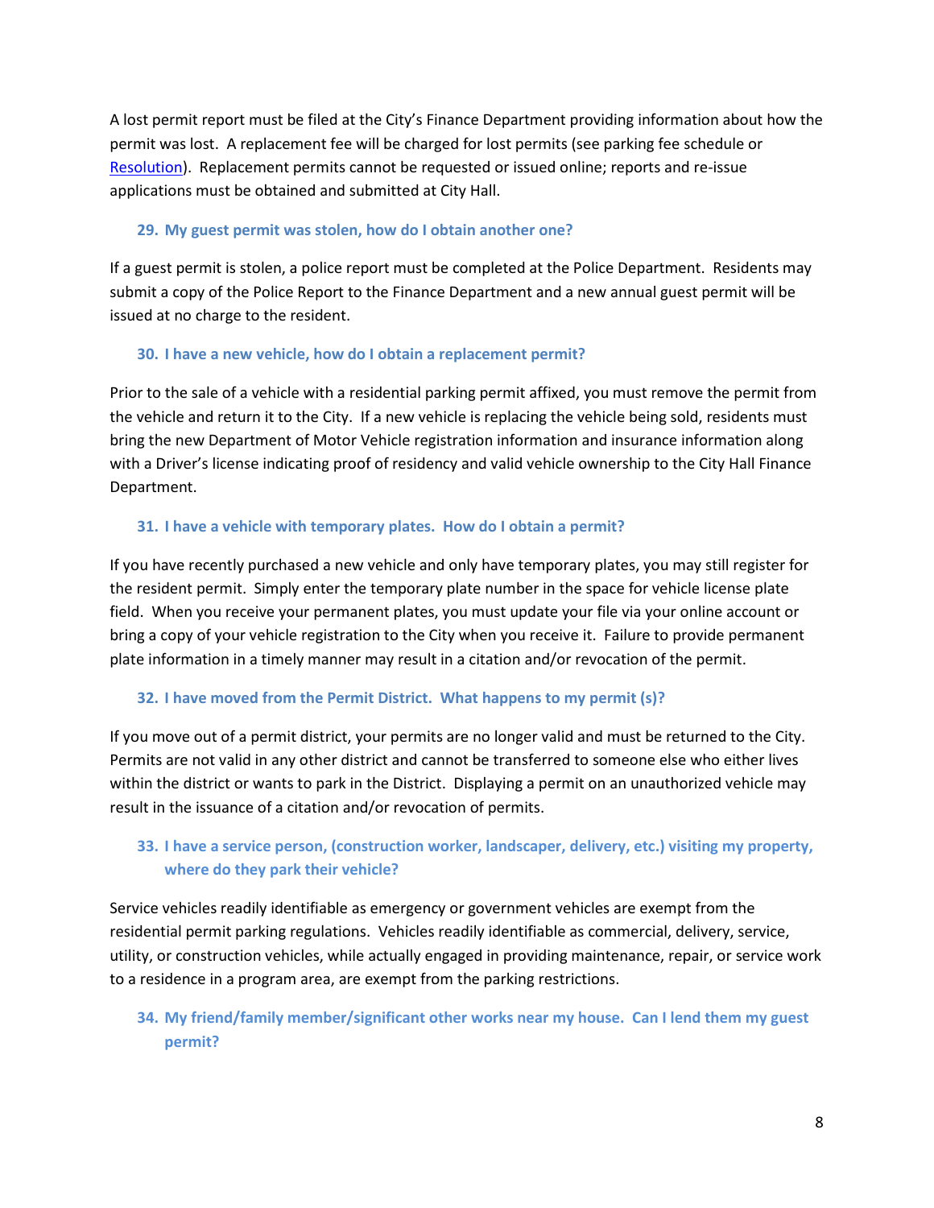A lost permit report must be filed at the City's Finance Department providing information about how the permit was lost. A replacement fee will be charged for lost permits (see parking fee schedule or Resolution). Replacement permits cannot be requested or issued online; reports and re-issue applications must be obtained and submitted at City Hall.

### 29. My guest permit was stolen, how do I obtain another one?

If a guest permit is stolen, a police report must be completed at the Police Department. Residents may submit a copy of the Police Report to the Finance Department and a new annual guest permit will be issued at no charge to the resident.

### 30. I have a new vehicle, how do I obtain a replacement permit?

Prior to the sale of a vehicle with a residential parking permit affixed, you must remove the permit from the vehicle and return it to the City. If a new vehicle is replacing the vehicle being sold, residents must bring the new Department of Motor Vehicle registration information and insurance information along with a Driver's license indicating proof of residency and valid vehicle ownership to the City Hall Finance Department.

### 31. I have a vehicle with temporary plates. How do I obtain a permit?

If you have recently purchased a new vehicle and only have temporary plates, you may still register for the resident permit. Simply enter the temporary plate number in the space for vehicle license plate field. When you receive your permanent plates, you must update your file via your online account or bring a copy of your vehicle registration to the City when you receive it. Failure to provide permanent plate information in a timely manner may result in a citation and/or revocation of the permit.

### 32. I have moved from the Permit District. What happens to my permit (s)?

If you move out of a permit district, your permits are no longer valid and must be returned to the City. Permits are not valid in any other district and cannot be transferred to someone else who either lives within the district or wants to park in the District. Displaying a permit on an unauthorized vehicle may result in the issuance of a citation and/or revocation of permits.

### 33. I have a service person, (construction worker, landscaper, delivery, etc.) visiting my property, where do they park their vehicle?

Service vehicles readily identifiable as emergency or government vehicles are exempt from the residential permit parking regulations. Vehicles readily identifiable as commercial, delivery, service, utility, or construction vehicles, while actually engaged in providing maintenance, repair, or service work to a residence in a program area, are exempt from the parking restrictions.

### 34. My friend/family member/significant other works near my house. Can I lend them my guest permit?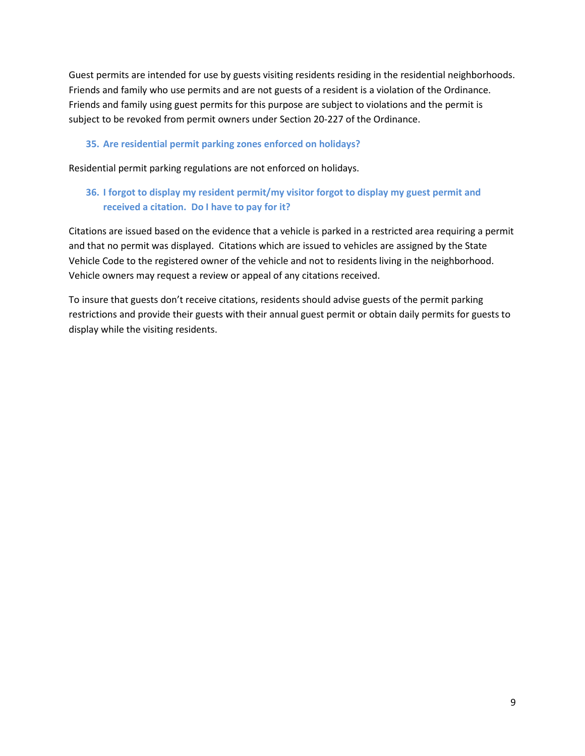Guest permits are intended for use by guests visiting residents residing in the residential neighborhoods. Friends and family who use permits and are not guests of a resident is a violation of the Ordinance. Friends and family using guest permits for this purpose are subject to violations and the permit is subject to be revoked from permit owners under Section 20-227 of the Ordinance.

### 35. Are residential permit parking zones enforced on holidays?

Residential permit parking regulations are not enforced on holidays.

### 36. I forgot to display my resident permit/my visitor forgot to display my guest permit and received a citation. Do I have to pay for it?

Citations are issued based on the evidence that a vehicle is parked in a restricted area requiring a permit and that no permit was displayed. Citations which are issued to vehicles are assigned by the State Vehicle Code to the registered owner of the vehicle and not to residents living in the neighborhood. Vehicle owners may request a review or appeal of any citations received.

To insure that guests don't receive citations, residents should advise guests of the permit parking restrictions and provide their guests with their annual guest permit or obtain daily permits for guests to display while the visiting residents.